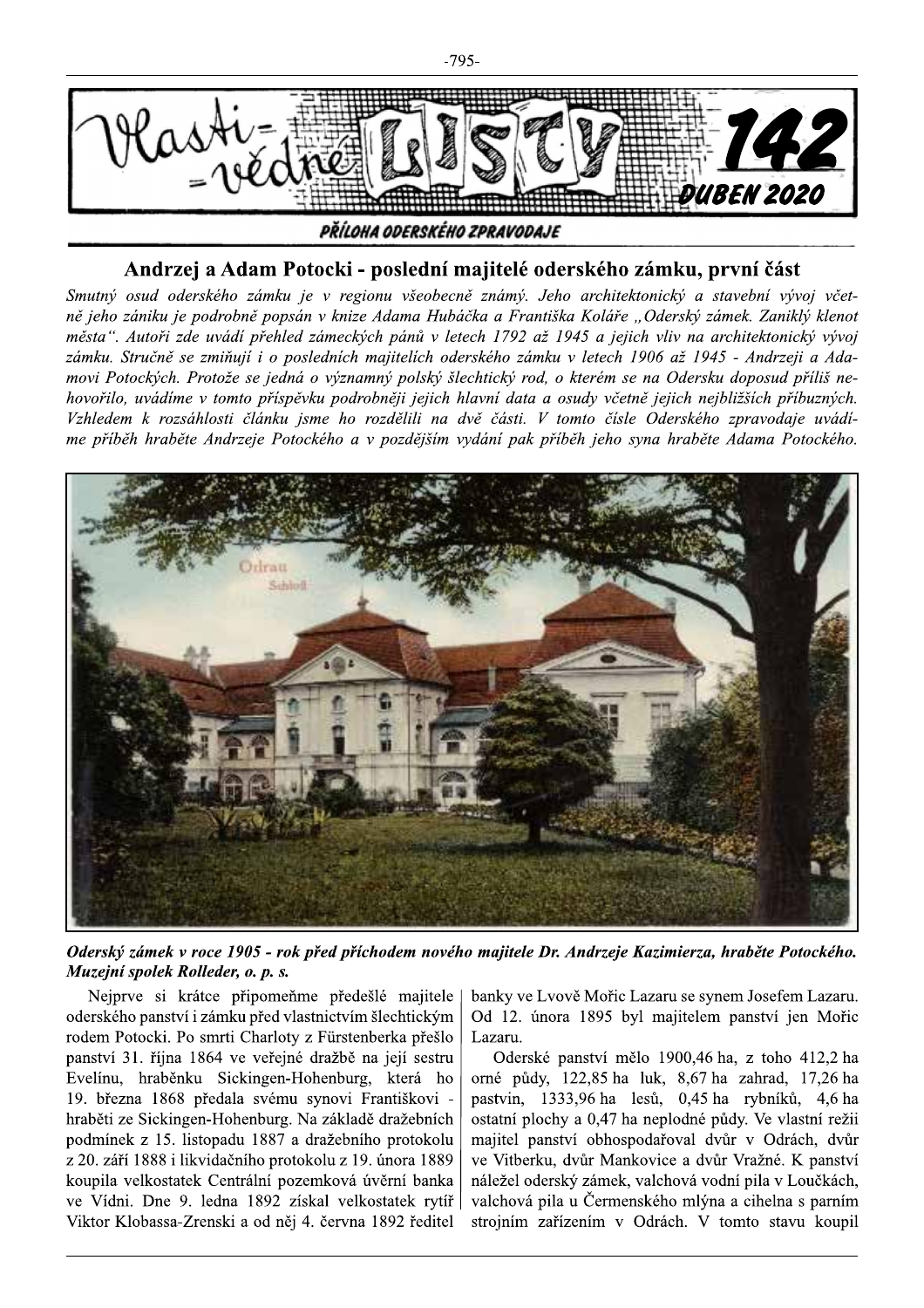# Andrzej a Adam Potocki - poslední majitelé oderského zámku, první část

*Smutný osud oderského zámku je v regionu všeobecně známý. Jeho architektonický a stavební vývoj včetně jeho zániku je podrobně popsán v knize Adama Hubáčka a Františka Koláře „Oderský zámek. Zaniklý klenot města“. Autoři zde uvádí přehled zámeckých pánů v letech 1792 až 1945 a jejich vliv na architektonický vývoj zámku. Stručně se zmiňují i o posledních majitelích oderského zámku v letech 1906 až 1945 - Andrzeji a Adamovi Potockých. Protože se jedná o významný polský šlechtický rod, o kterém se na Odersku doposud příliš nehovořilo, uvádíme v tomto příspěvku podrobněji jejich hlavní data a osudy včetně jejich nejbližších příbuzných. Vzhledem k rozsáhlosti článku jsme ho rozdělili na dvě části. V tomto čísle Oderského zpravodaje uvádíme příběh hraběte Andrzeje Potockého a v pozdějším vydání pak příběh jeho syna hraběte Adama Potockého.*

***Oderský zámek v roce 1905 - rok před příchodem nového majitele Dr. Andrzeje Kazimierza, hraběte Potockého. Muzejní spolek Rolleder, o. p. s.***

Nejprve si krátce připomeňme předešlé majitele oderského panství i zámku před vlastnictvím šlechtickým rodem Potocki. Po smrti Charloty z Fürstenberka přešlo panství 31. října 1864 ve veřejné dražbě na její sestru Evelínu, hraběnku Sickingen-Hohenburg, která ho 19. března 1868 předala svému synovi Františkovi - hraběti ze Sickingen-Hohenburg. Na základě dražebních podmínek z 15. listopadu 1887 a dražebního protokolu z 20. září 1888 i likvidačního protokolu z 19. února 1889 koupila velkostatek Centrální pozemková úvěrní banka ve Vídni. Dne 9. ledna 1892 získal velkostatek rytíř Viktor Klobassa-Zrenski a od něj 4. června 1892 ředitel banky ve Lvově Mořic Lazaru se synem Josefem Lazaru. Od 12. února 1895 byl majitelem panství jen Mořic Lazaru.

Oderské panství mělo 1900,46 ha, z toho 412,2 ha orné půdy, 122,85 ha luk, 8,67 ha zahrad, 17,26 ha pastvin, 1333,96 ha lesů, 0,45 ha rybníků, 4,6 ha ostatní plochy a 0,47 ha neplodné půdy. Ve vlastní režii majitel panství obhospodařoval dvůr v Odrách, dvůr ve Vitberku, dvůr Mankovice a dvůr Vražné. K panství náležel oderský zámek, valchová vodní pila v Loučkách, valchová pila u Čermenského mlýna a cihelna s parním strojním zařízením v Odrách. V tomto stavu koupil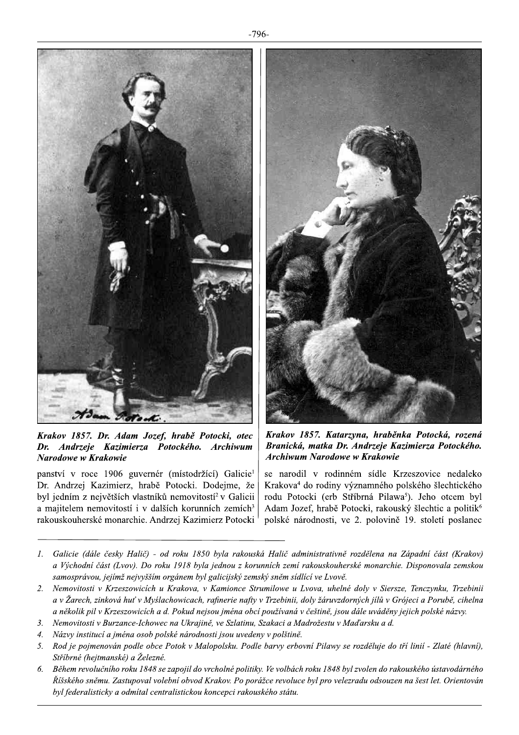*Krakov 1857. Dr. Adam Jozef, hrabě Potocki, otec Dr. Andrzeje Kazimierza Potockého. Archiwum Narodowe w Krakowie*

*Krakov 1857. Katarzyna, hraběnka Potocká, rozená Branická, matka Dr. Andrzeje Kazimierza Potockého. Archiwum Narodowe w Krakowie*

panství v roce 1906 guvernér (místodržící) Galicie[1] Dr. Andrzej Kazimierz, hrabě Potocki. Dodejme, že byl jedním z největších vlastníků nemovitostí[2] v Galicii a majitelem nemovitostí i v dalších korunních zemích[3] rakouskouherské monarchie. Andrzej Kazimierz Potocki se narodil v rodinném sídle Krzeszowice nedaleko Krakova[4] do rodiny významného polského šlechtického rodu Potocki (erb Stříbrná Pilawa[5]). Jeho otcem byl Adam Jozef, hrabě Potocki, rakouský šlechtic a politik[6] polské národnosti, ve 2. polovině 19. století poslanec

1. *Galicie (dále česky Halič) - od roku 1850 byla rakouská Halič administrativně rozdělena na Západní část (Krakov) a Východní část (Lvov). Do roku 1918 byla jednou z korunních zemí rakouskouherské monarchie. Disponovala zemskou samosprávou, jejímž nejvyšším orgánem byl galicijský zemský sněm sídlící ve Lvově.*
2. *Nemovitosti v Krzeszowicích u Krakova, v Kamionce Strumilowe u Lvova, uhelné doly v Siersze, Tenczynku, Trzebinii a v Žarech, zinková huť v Myślachowicach, rafinerie nafty v Trzebinii, doly žáruvzdorných jílů v Grójeci a Porubě, cihelna a několik pil v Krzeszowicích a d. Pokud nejsou jména obcí používaná v češtině, jsou dále uváděny jejich polské názvy.*
3. *Nemovitosti v Burzance-Ichowec na Ukrajině, ve Szlatinu, Szakaci a Madrožestu v Maďarsku a d.*
4. *Názvy institucí a jména osob polské národnosti jsou uvedeny v polštině.*
5. *Rod je pojmenován podle obce Potok v Malopolsku. Podle barvy erbovní Pilawy se rozděluje do tří linií - Zlaté (hlavní), Stříbrné (hejtmanské) a Železné.*
6. *Během revolučního roku 1848 se zapojil do vrcholné politiky. Ve volbách roku 1848 byl zvolen do rakouského ústavodárného Říšského sněmu. Zastupoval volební obvod Krakov. Po porážce revoluce byl pro velezradu odsouzen na šest let. Orientován byl federalisticky a odmítal centralistickou koncepci rakouského státu.*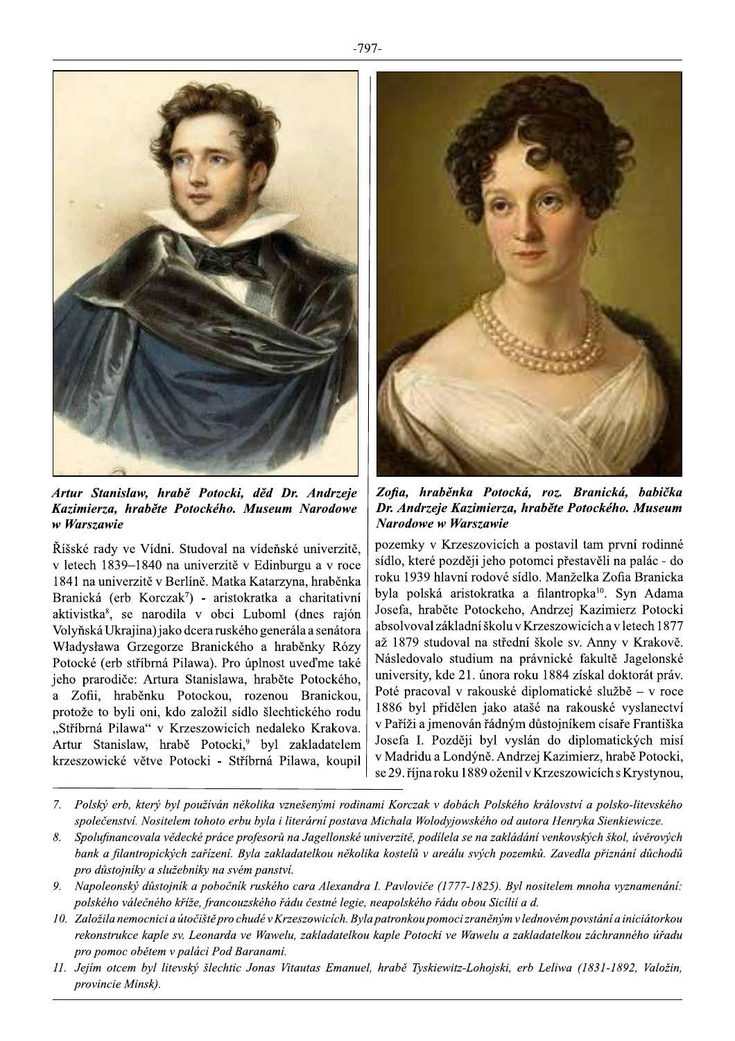*Artur Stanislaw, hrabě Potocki, děd Dr. Andrzeje Kazimierza, hraběte Potockého. Museum Narodowe w Warszawie*

*Zofia, hraběnka Potocká, roz. Branická, babička Dr. Andrzeje Kazimierza, hraběte Potockého. Museum Narodowe w Warszawie*

Říšské rady ve Vídni. Studoval na vídeňské univerzitě, v letech 1839–1840 na univerzitě v Edinburgu a v roce 1841 na univerzitě v Berlíně. Matka Katarzyna, hraběnka Branická (erb Korczak[7]) - aristokratka a charitativní aktivistka[8], se narodila v obci Luboml (dnes rajón Volyňská Ukrajina) jako dcera ruského generála a senátora Władysława Grzegorze Branického a hraběnky Rózy Potocké (erb stříbrná Pilawa). Pro úplnost uveďme také jeho prarodiče: Artura Stanislawa, hraběte Potockého, a Zofii, hraběnku Potockou, rozenou Branickou, protože to byli oni, kdo založil sídlo šlechtického rodu „Stříbrná Pilawa" v Krzeszowicích nedaleko Krakova. Artur Stanislaw, hrabě Potocki,[9] byl zakladatelem krzeszowické větve Potocki - Stříbrná Pilawa, koupil pozemky v Krzeszovicích a postavil tam první rodinné sídlo, které později jeho potomci přestavěli na palác - do roku 1939 hlavní rodové sídlo. Manželka Zofia Branicka byla polská aristokratka a filantropka[10]. Syn Adama Josefa, hraběte Potockeho, Andrzej Kazimierz Potocki absolvoval základní školu v Krzeszowicích a v letech 1877 až 1879 studoval na střední škole sv. Anny v Krakově. Následovalo studium na právnické fakultě Jagelonské university, kde 21. února roku 1884 získal doktorát práv. Poté pracoval v rakouské diplomatické službě – v roce 1886 byl přidělen jako atašé na rakouské vyslanectví v Paříži a jmenován řádným důstojníkem císaře Františka Josefa I. Později byl vyslán do diplomatických misí v Madridu a Londýně. Andrzej Kazimierz, hrabě Potocki, se 29. října roku 1889 oženil v Krzeszowicích s Krystynou,

---

7. *Polský erb, který byl používán několika vznešenými rodinami Korczak v dobách Polského království a polsko-litevského společenství. Nositelem tohoto erbu byla i literární postava Michala Wolodyjowského od autora Henryka Sienkiewicze.*
8. *Spolufinancovala vědecké práce profesorů na Jagellonské univerzitě, podílela se na zakládání venkovských škol, úvěrových bank a filantropických zařízení. Byla zakladatelkou několika kostelů v areálu svých pozemků. Zavedla přiznání důchodů pro důstojníky a služebníky na svém panství.*
9. *Napoleonský důstojník a pobočník ruského cara Alexandra I. Pavloviče (1777-1825). Byl nositelem mnoha vyznamenání: polského válečného kříže, francouzského řádu čestné legie, neapolského řádu obou Sicílií a d.*
10. *Založila nemocnici a útočiště pro chudé v Krzeszowicích. Byla patronkou pomoci zraněným v lednovém povstání a iniciátorkou rekonstrukce kaple sv. Leonarda ve Wawelu, zakladatelkou kaple Potocki ve Wawelu a zakladatelkou záchranného úřadu pro pomoc obětem v paláci Pod Baranami.*
11. *Jejím otcem byl litevský šlechtic Jonas Vitautas Emanuel, hrabě Tyskiewitz-Lohojski, erb Leliwa (1831-1892, Valožin, provincie Minsk).*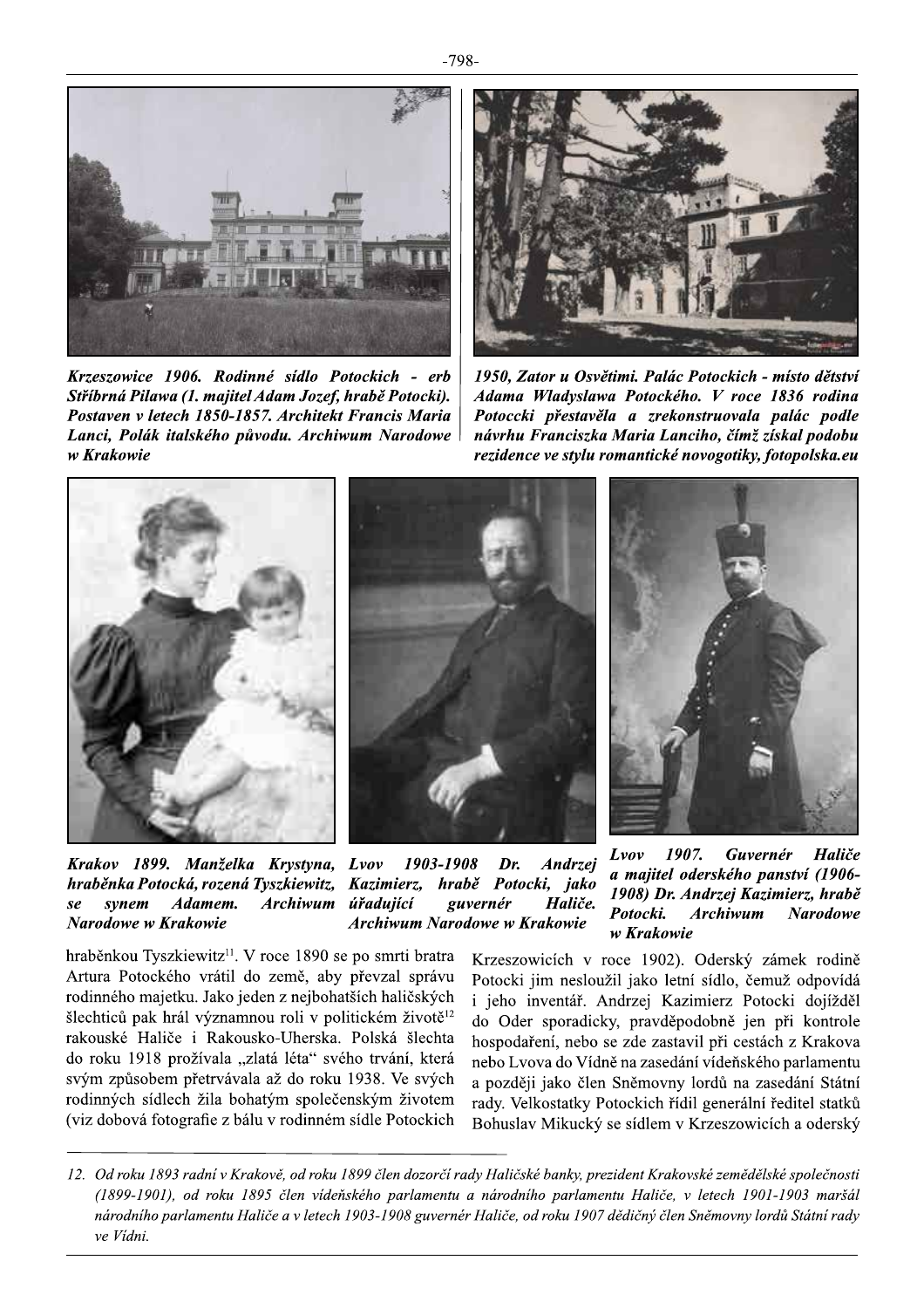***Krzeszowice 1906. Rodinné sídlo Potockich - erb Stříbrná Pilawa (1. majitel Adam Jozef, hrabě Potocki). Postaven v letech 1850-1857. Architekt Francis Maria Lanci, Polák italského původu. Archiwum Narodowe w Krakowie***

***1950, Zator u Osvětimi. Palác Potockich - místo dětství Adama Wladyslawa Potockého. V roce 1836 rodina Potoccki přestavěla a zrekonstruovala palác podle návrhu Franciszka Maria Lanciho, čímž získal podobu rezidence ve stylu romantické novogotiky, fotopolska.eu***

***Krakov 1899. Manželka Krystyna, hraběnka Potocká, rozená Tyszkiewitz, se synem Adamem. Archiwum Narodowe w Krakowie***

***Lvov 1903-1908 Dr. Andrzej Kazimierz, hrabě Potocki, jako úřadující guvernér Haliče. Archiwum Narodowe w Krakowie***

***Lvov 1907. Guvernér Haliče a majitel oderského panství (1906-1908) Dr. Andrzej Kazimierz, hrabě Potocki. Archiwum Narodowe w Krakowie***

hraběnkou Tyszkiewitz[11]. V roce 1890 se po smrti bratra Artura Potockého vrátil do země, aby převzal správu rodinného majetku. Jako jeden z nejbohatších haličských šlechticů pak hrál významnou roli v politickém životě[12] rakouské Haliče i Rakousko-Uherska. Polská šlechta do roku 1918 prožívala „zlatá léta" svého trvání, která svým způsobem přetrvávala až do roku 1938. Ve svých rodinných sídlech žila bohatým společenským životem (viz dobová fotografie z bálu v rodinném sídle Potockich Krzeszowicích v roce 1902). Oderský zámek rodině Potocki jim nesloužil jako letní sídlo, čemuž odpovídá i jeho inventář. Andrzej Kazimierz Potocki dojížděl do Oder sporadicky, pravděpodobně jen při kontrole hospodaření, nebo se zde zastavil při cestách z Krakova nebo Lvova do Vídně na zasedání vídeňského parlamentu a později jako člen Sněmovny lordů na zasedání Státní rady. Velkostatky Potockich řídil generální ředitel statků Bohuslav Mikucký se sídlem v Krzeszowicích a oderský

---

*12. Od roku 1893 radní v Krakově, od roku 1899 člen dozorčí rady Haličské banky, prezident Krakovské zemědělské společnosti (1899-1901), od roku 1895 člen vídeňského parlamentu a národního parlamentu Haliče, v letech 1901-1903 maršál národního parlamentu Haliče a v letech 1903-1908 guvernér Haliče, od roku 1907 dědičný člen Sněmovny lordů Státní rady ve Vídni.*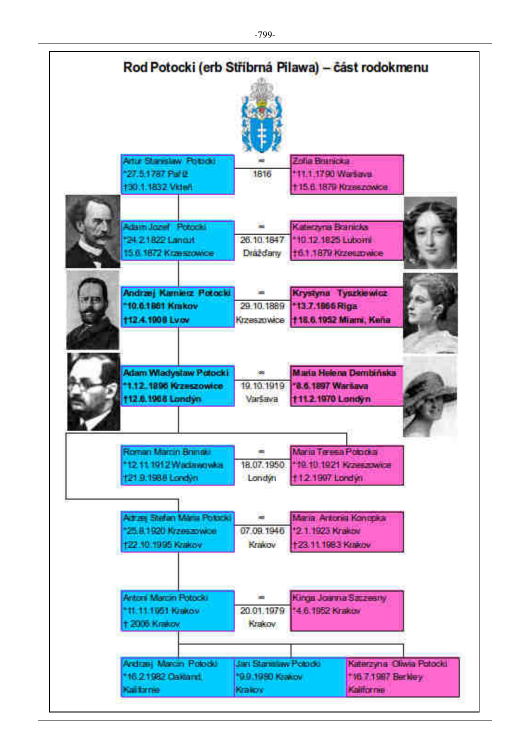# Rod Potocki (erb Stříbrná Pilawa) – část rodokmenu

| | | |
|---|---|---|
| Artur Stanislaw Potocki *27.5.1787 Paříž †30.1.1832 Vídeň | = 1816 | Zofia Branicka *11.1.1790 Varšava †15.6.1879 Krzeszowice |
| Adam Jozef Potocki *24.2.1822 Lancut 15.6.1872 Krzeszowice | = 26.10.1847 Drážďany | Katerzyna Branicka *10.12.1825 Lubomí †6.1.1879 Krzeszowice |
| **Andrzej Kamierz Potocki *10.6.1861 Krakov †12.4.1908 Lvov** | = 29.10.1889 Krzeszowice | **Krystyna Tyszkiewicz *13.7.1866 Riga †18.6.1952 Miami, Keňa** |
| **Adam Wladyslaw Potocki *1.12.1896 Krzeszowice †12.8.1966 Londýn** | = 19.10.1919 Varšava | **Maria Helena Dembińska *8.6.1897 Varšava †11.2.1970 Londýn** |
| Roman Marcin Branski *12.11.1912 Wadawowka †21.9.1988 Londýn | = 18.07.1950 Londýn | Maria Teresa Potocka *19.10.1921 Krzeszowice †1.2.1997 Londýn |
| Adrzej Stefan Maria Potocki *25.8.1920 Krzeszowice †22.10.1995 Krakov | = 07.09.1946 Krakov | Maria Antonia Konopka *2.1.1923 Krakov †23.11.1983 Krakov |
| Antoni Marcin Potocki *11.11.1951 Krakov † 2006 Krakov | = 20.01.1979 Krakov | Kinga Joanna Szczesny *4.6.1952 Krakov |

| | | |
|---|---|---|
| Andrzej Marcin Potocki *16.2.1982 Oakland, Kalifornie | Jan Stanislaw Potocki *9.9.1980 Krakov Krakov | Katerzyna Oliwia Potocki *16.7.1987 Berkley Kalifornie |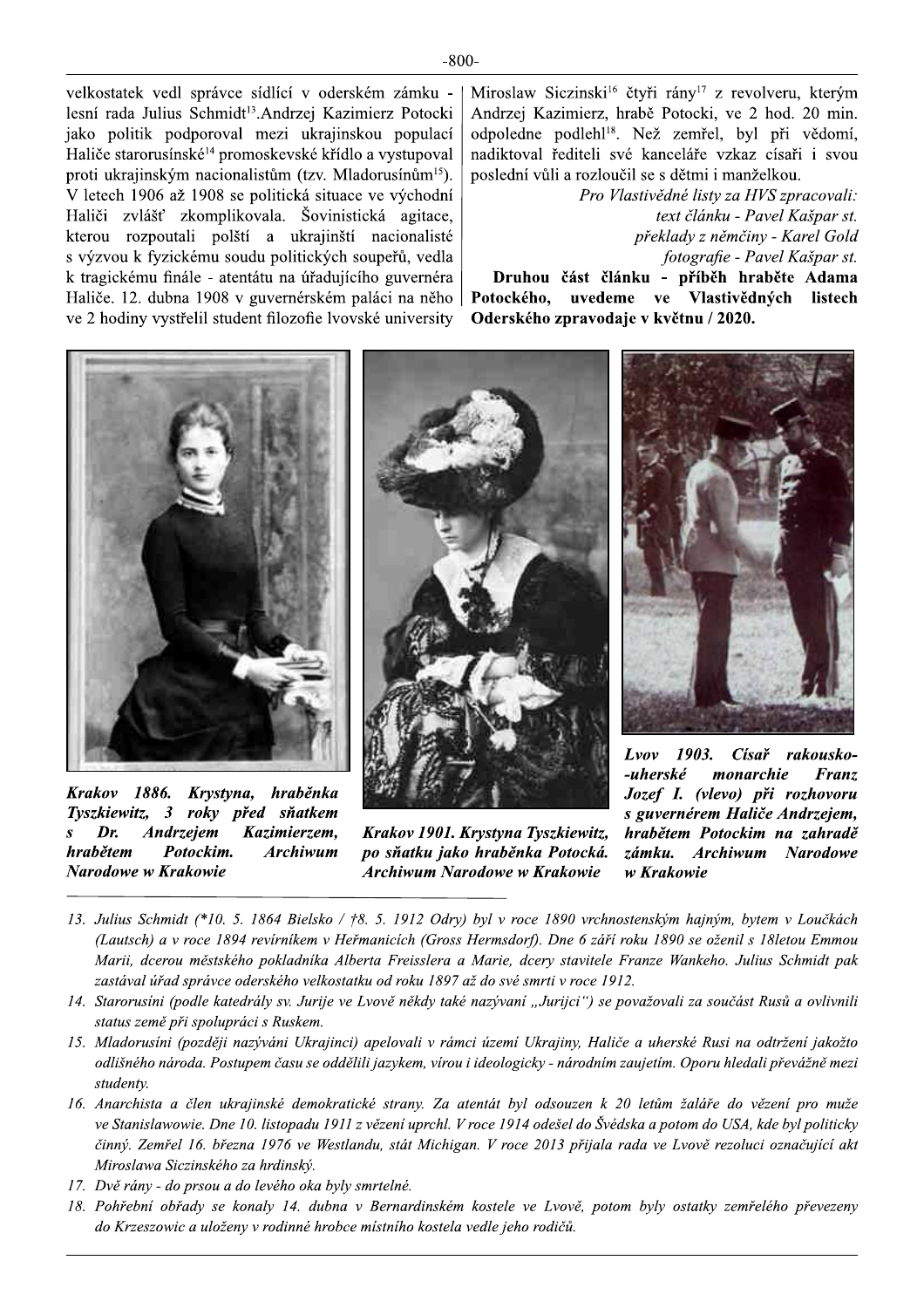velkostatek vedl správce sídlící v oderském zámku - lesní rada Julius Schmidt[13].Andrzej Kazimierz Potocki jako politik podporoval mezi ukrajinskou populací Haliče starorusínské[14] promoskevské křídlo a vystupoval proti ukrajinským nacionalistům (tzv. Mladorusínům[15]). V letech 1906 až 1908 se politická situace ve východní Haliči zvlášť zkomplikovala. Šovinistická agitace, kterou rozpoutali polští a ukrajinští nacionalisté s výzvou k fyzickému soudu politických soupeřů, vedla k tragickému finále - atentátu na úřadujícího guvernéra Haliče. 12. dubna 1908 v guvernérském paláci na něho ve 2 hodiny vystřelil student filozofie lvovské university Miroslaw Siczinski[16] čtyři rány[17] z revolveru, kterým Andrzej Kazimierz, hrabě Potocki, ve 2 hod. 20 min. odpoledne podlehl[18]. Než zemřel, byl při vědomí, nadiktoval řediteli své kanceláře vzkaz císaři i svou poslední vůli a rozloučil se s dětmi i manželkou.

*Pro Vlastivědné listy za HVS zpracovali:*
*text článku - Pavel Kašpar st.*
*překlady z němčiny - Karel Gold*
*fotografie - Pavel Kašpar st.*

**Druhou část článku - příběh hraběte Adama Potockého, uvedeme ve Vlastivědných listech Oderského zpravodaje v květnu / 2020.**

***Krakov 1886. Krystyna, hraběnka Tyszkiewitz, 3 roky před sňatkem s Dr. Andrzejem Kazimierzem, hrabětem Potockim. Archiwum Narodowe w Krakowie***

***Krakov 1901. Krystyna Tyszkiewitz, po sňatku jako hraběnka Potocká. Archiwum Narodowe w Krakowie***

***Lvov 1903. Císař rakousko--uherské monarchie Franz Jozef I. (vlevo) při rozhovoru s guvernérem Haliče Andrzejem, hrabětem Potockim na zahradě zámku. Archiwum Narodowe w Krakowie***

---

13. *Julius Schmidt (\*10. 5. 1864 Bielsko / †8. 5. 1912 Odry) byl v roce 1890 vrchnostenským hajným, bytem v Loučkách (Lautsch) a v roce 1894 revírníkem v Heřmanicích (Gross Hermsdorf). Dne 6 září roku 1890 se oženil s 18letou Emmou Marii, dcerou městského pokladníka Alberta Freisslera a Marie, dcery stavitele Franze Wankeho. Julius Schmidt pak zastával úřad správce oderského velkostatku od roku 1897 až do své smrti v roce 1912.*
14. *Starorusíni (podle katedrály sv. Jurije ve Lvově někdy také nazývaní „Jurijci“) se považovali za součást Rusů a ovlivnili status země při spolupráci s Ruskem.*
15. *Mladorusíni (později nazýváni Ukrajinci) apelovali v rámci území Ukrajiny, Haliče a uherské Rusi na odtržení jakožto odlišného národa. Postupem času se oddělili jazykem, vírou i ideologicky - národním zaujetím. Oporu hledali převážně mezi studenty.*
16. *Anarchista a člen ukrajinské demokratické strany. Za atentát byl odsouzen k 20 letům žaláře do vězení pro muže ve Stanislawowie. Dne 10. listopadu 1911 z vězení uprchl. V roce 1914 odešel do Švédska a potom do USA, kde byl politicky činný. Zemřel 16. března 1976 ve Westlandu, stát Michigan. V roce 2013 přijala rada ve Lvově rezoluci označující akt Miroslawa Siczinského za hrdinský.*
17. *Dvě rány - do prsou a do levého oka byly smrtelné.*
18. *Pohřební obřady se konaly 14. dubna v Bernardinském kostele ve Lvově, potom byly ostatky zemřelého převezeny do Krzeszowic a uloženy v rodinné hrobce místního kostela vedle jeho rodičů.*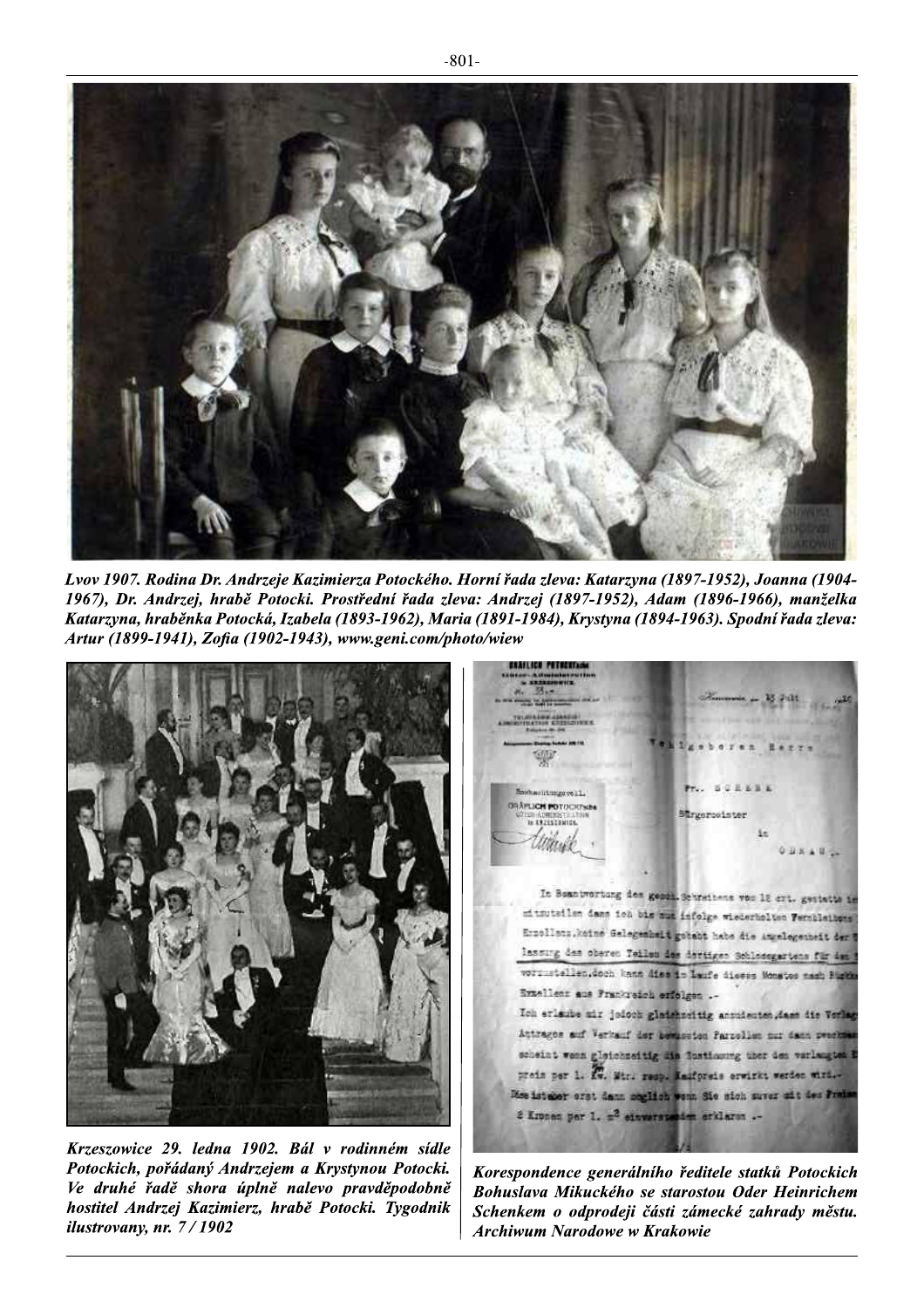***Lvov 1907. Rodina Dr. Andrzeje Kazimierza Potockého. Horní řada zleva: Katarzyna (1897-1952), Joanna (1904-1967), Dr. Andrzej, hrabě Potocki. Prostřední řada zleva: Andrzej (1897-1952), Adam (1896-1966), manželka Katarzyna, hraběnka Potocká, Izabela (1893-1962), Maria (1891-1984), Krystyna (1894-1963). Spodní řada zleva: Artur (1899-1941), Zofia (1902-1943), www.geni.com/photo/wiew***

***Krzeszowice 29. ledna 1902. Bál v rodinném sídle Potockich, pořádaný Andrzejem a Krystynou Potocki. Ve druhé řadě shora úplně nalevo pravděpodobně hostitel Andrzej Kazimierz, hrabě Potocki. Tygodnik ilustrovany, nr. 7 / 1902***

***Korespondence generálního ředitele statků Potockich Bohuslava Mikuckého se starostou Oder Heinrichem Schenkem o odprodeji části zámecké zahrady městu. Archiwum Narodowe w Krakowie***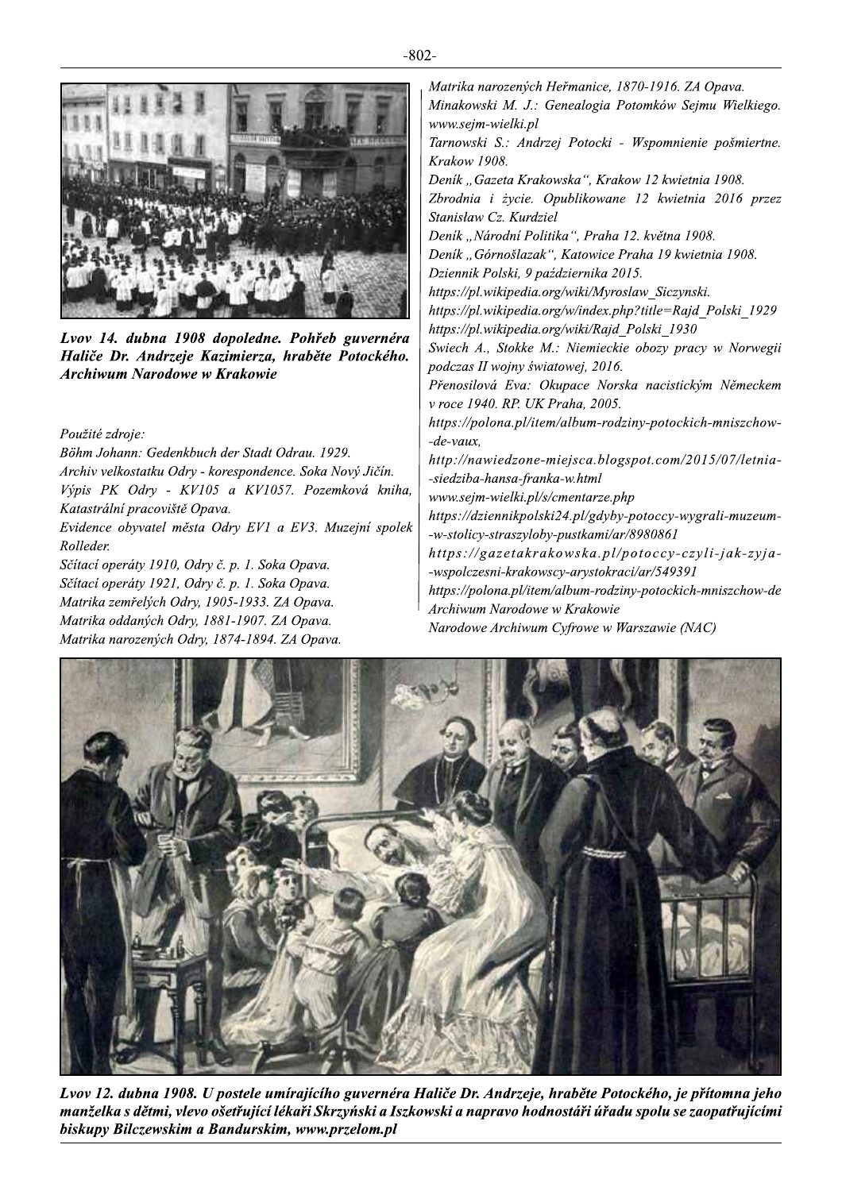***Lvov 14. dubna 1908 dopoledne. Pohřeb guvernéra Haliče Dr. Andrzeje Kazimierza, hraběte Potockého. Archiwum Narodowe w Krakowie***

*Použité zdroje:*

*Böhm Johann: Gedenkbuch der Stadt Odrau. 1929.*

*Archiv velkostatku Odry - korespondence. Soka Nový Jičín.*

*Výpis PK Odry - KV105 a KV1057. Pozemková kniha, Katastrální pracoviště Opava.*

*Evidence obyvatel města Odry EV1 a EV3. Muzejní spolek Rolleder.*

*Sčítací operáty 1910, Odry č. p. 1. Soka Opava.*

*Sčítací operáty 1921, Odry č. p. 1. Soka Opava.*

*Matrika zemřelých Odry, 1905-1933. ZA Opava.*

*Matrika oddaných Odry, 1881-1907. ZA Opava.*

*Matrika narozených Odry, 1874-1894. ZA Opava.*

*Matrika narozených Heřmanice, 1870-1916. ZA Opava.*

*Minakowski M. J.: Genealogia Potomków Sejmu Wielkiego. www.sejm-wielki.pl*

*Tarnowski S.: Andrzej Potocki - Wspomnienie pošmiertne. Krakow 1908.*

*Deník „Gazeta Krakowska", Krakow 12 kwietnia 1908.*

*Zbrodnia i życie. Opublikowane 12 kwietnia 2016 przez Stanisław Cz. Kurdziel*

*Deník „Národní Politika", Praha 12. května 1908.*

*Deník „Górnošlazak", Katowice Praha 19 kwietnia 1908.*

*Dziennik Polski, 9 października 2015.*

*https://pl.wikipedia.org/wiki/Myroslaw_Siczynski.*

*https://pl.wikipedia.org/w/index.php?title=Rajd_Polski_1929*

*https://pl.wikipedia.org/wiki/Rajd_Polski_1930*

*Swiech A., Stokke M.: Niemieckie obozy pracy w Norwegii podczas II wojny światowej, 2016.*

*Přenosilová Eva: Okupace Norska nacistickým Německem v roce 1940. RP. UK Praha, 2005.*

*https://polona.pl/item/album-rodziny-potockich-mniszchow-de-vaux,*

*http://nawiedzone-miejsca.blogspot.com/2015/07/letnia-siedziba-hansa-franka-w.html*

*www.sejm-wielki.pl/s/cmentarze.php*

*https://dziennikpolski24.pl/gdyby-potoccy-wygrali-muzeum-w-stolicy-straszyloby-pustkami/ar/8980861*

*https://gazetakrakowska.pl/potoccy-czyli-jak-zyja-wspolczesni-krakowscy-arystokraci/ar/549391*

*https://polona.pl/item/album-rodziny-potockich-mniszchow-de*

*Archiwum Narodowe w Krakowie*

*Narodowe Archiwum Cyfrowe w Warszawie (NAC)*

***Lvov 12. dubna 1908. U postele umírajícího guvernéra Haliče Dr. Andrzeje, hraběte Potockého, je přítomna jeho manželka s dětmi, vlevo ošetřující lékaři Skrzyński a Iszkowski a napravo hodnostáři úřadu spolu se zaopatřujícími biskupy Bilczewskim a Bandurskim, www.przelom.pl***